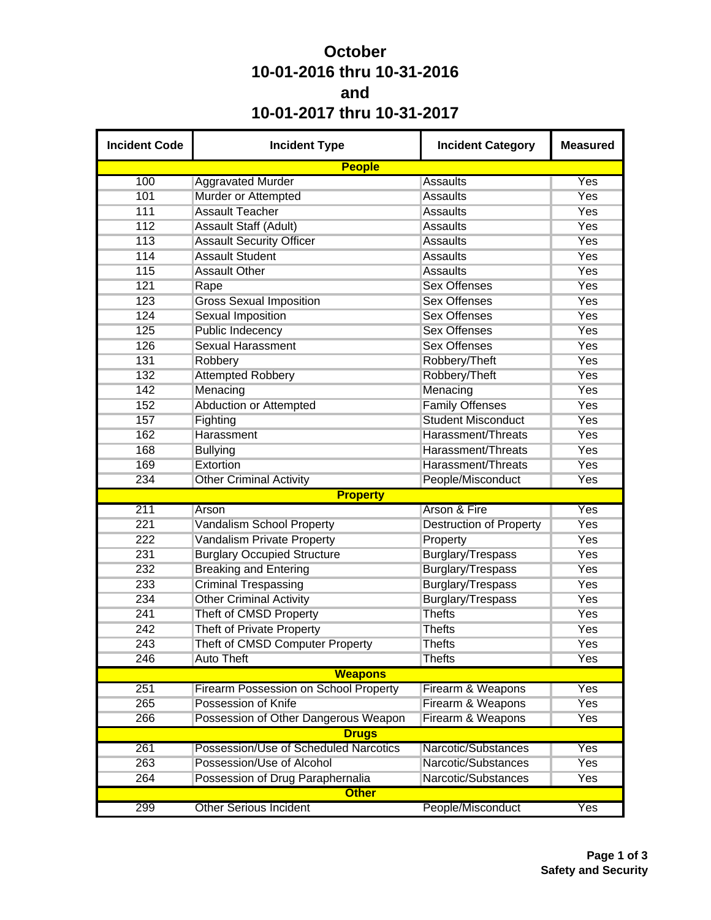# October
# 10-01-2016 thru 10-31-2016
# and
# 10-01-2017 thru 10-31-2017

| Incident Code | Incident Type | Incident Category | Measured |
|---|---|---|---|
| **People** | | | |
| 100 | Aggravated Murder | Assaults | Yes |
| 101 | Murder or Attempted | Assaults | Yes |
| 111 | Assault Teacher | Assaults | Yes |
| 112 | Assault Staff (Adult) | Assaults | Yes |
| 113 | Assault Security Officer | Assaults | Yes |
| 114 | Assault Student | Assaults | Yes |
| 115 | Assault Other | Assaults | Yes |
| 121 | Rape | Sex Offenses | Yes |
| 123 | Gross Sexual Imposition | Sex Offenses | Yes |
| 124 | Sexual Imposition | Sex Offenses | Yes |
| 125 | Public Indecency | Sex Offenses | Yes |
| 126 | Sexual Harassment | Sex Offenses | Yes |
| 131 | Robbery | Robbery/Theft | Yes |
| 132 | Attempted Robbery | Robbery/Theft | Yes |
| 142 | Menacing | Menacing | Yes |
| 152 | Abduction or Attempted | Family Offenses | Yes |
| 157 | Fighting | Student Misconduct | Yes |
| 162 | Harassment | Harassment/Threats | Yes |
| 168 | Bullying | Harassment/Threats | Yes |
| 169 | Extortion | Harassment/Threats | Yes |
| 234 | Other Criminal Activity | People/Misconduct | Yes |
| **Property** | | | |
| 211 | Arson | Arson & Fire | Yes |
| 221 | Vandalism School Property | Destruction of Property | Yes |
| 222 | Vandalism Private Property | Property | Yes |
| 231 | Burglary Occupied Structure | Burglary/Trespass | Yes |
| 232 | Breaking and Entering | Burglary/Trespass | Yes |
| 233 | Criminal Trespassing | Burglary/Trespass | Yes |
| 234 | Other Criminal Activity | Burglary/Trespass | Yes |
| 241 | Theft of CMSD Property | Thefts | Yes |
| 242 | Theft of Private Property | Thefts | Yes |
| 243 | Theft of CMSD Computer Property | Thefts | Yes |
| 246 | Auto Theft | Thefts | Yes |
| **Weapons** | | | |
| 251 | Firearm Possession on School Property | Firearm & Weapons | Yes |
| 265 | Possession of Knife | Firearm & Weapons | Yes |
| 266 | Possession of Other Dangerous Weapon | Firearm & Weapons | Yes |
| **Drugs** | | | |
| 261 | Possession/Use of Scheduled Narcotics | Narcotic/Substances | Yes |
| 263 | Possession/Use of Alcohol | Narcotic/Substances | Yes |
| 264 | Possession of Drug Paraphernalia | Narcotic/Substances | Yes |
| **Other** | | | |
| 299 | Other Serious Incident | People/Misconduct | Yes |

**Safety and Security**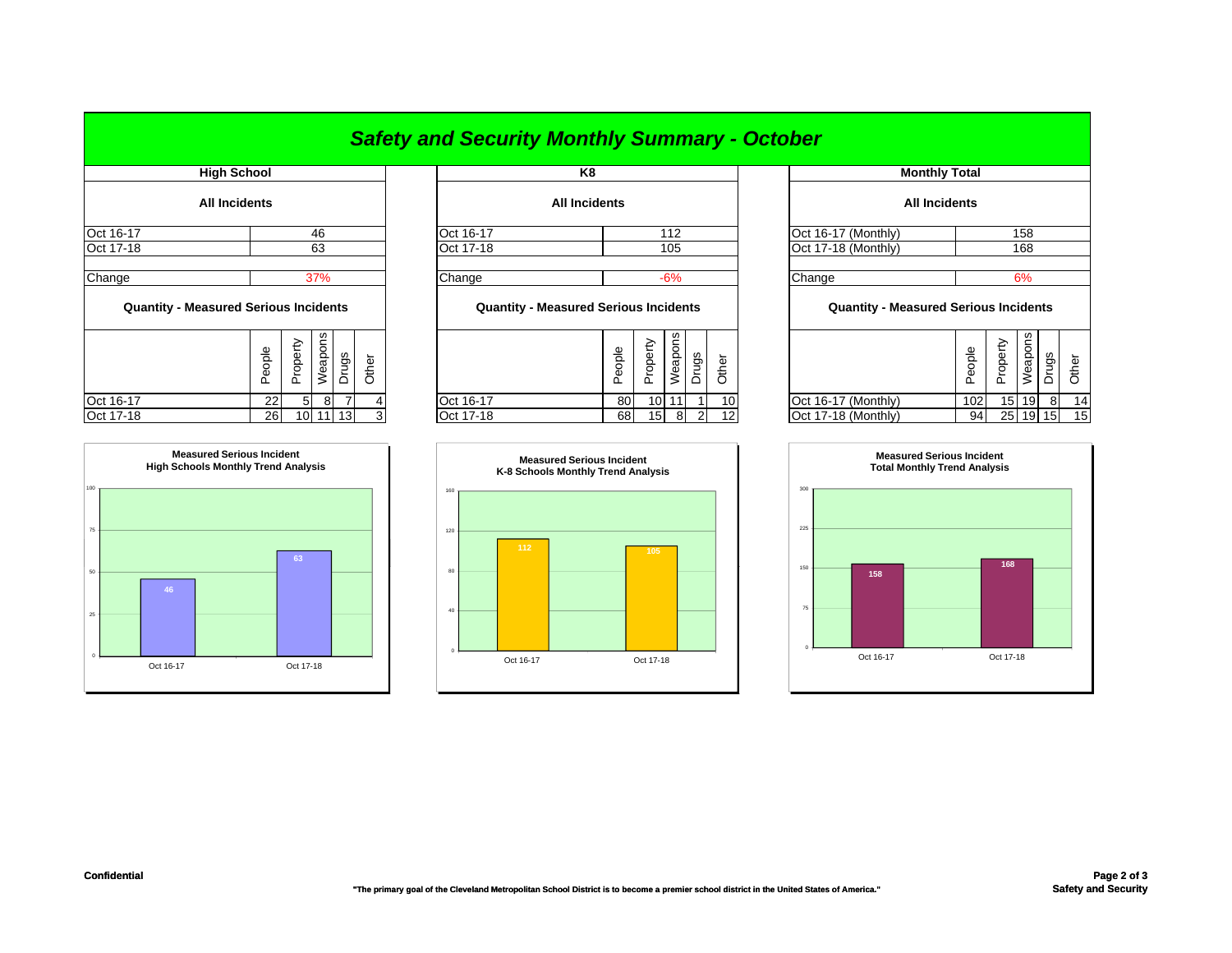# Safety and Security Monthly Summary - October

## High School

### All Incidents

| | |
|---|---|
| Oct 16-17 | 46 |
| Oct 17-18 | 63 |
| Change | 37% |

### Quantity - Measured Serious Incidents

| | People | Property | Weapons | Drugs | Other |
|---|---|---|---|---|---|
| Oct 16-17 | 22 | 5 | 8 | 7 | 4 |
| Oct 17-18 | 26 | 10 | 11 | 13 | 3 |

## K8

### All Incidents

| | |
|---|---|
| Oct 16-17 | 112 |
| Oct 17-18 | 105 |
| Change | -6% |

### Quantity - Measured Serious Incidents

| | People | Property | Weapons | Drugs | Other |
|---|---|---|---|---|---|
| Oct 16-17 | 80 | 10 | 11 | 1 | 10 |
| Oct 17-18 | 68 | 15 | 8 | 2 | 12 |

## Monthly Total

### All Incidents

| | |
|---|---|
| Oct 16-17 (Monthly) | 158 |
| Oct 17-18 (Monthly) | 168 |
| Change | 6% |

### Quantity - Measured Serious Incidents

| | People | Property | Weapons | Drugs | Other |
|---|---|---|---|---|---|
| Oct 16-17 (Monthly) | 102 | 15 | 19 | 8 | 14 |
| Oct 17-18 (Monthly) | 94 | 25 | 19 | 15 | 15 |

**Measured Serious Incident High Schools Monthly Trend Analysis**

| | Oct 16-17 | Oct 17-18 |
|---|---|---|
| High Schools | 46 | 63 |

**Measured Serious Incident K-8 Schools Monthly Trend Analysis**

| | Oct 16-17 | Oct 17-18 |
|---|---|---|
| K-8 Schools | 112 | 105 |

**Measured Serious Incident Total Monthly Trend Analysis**

| | Oct 16-17 | Oct 17-18 |
|---|---|---|
| Total | 158 | 168 |

**Confidential**

**"The primary goal of the Cleveland Metropolitan School District is to become a premier school district in the United States of America."**

**Safety and Security**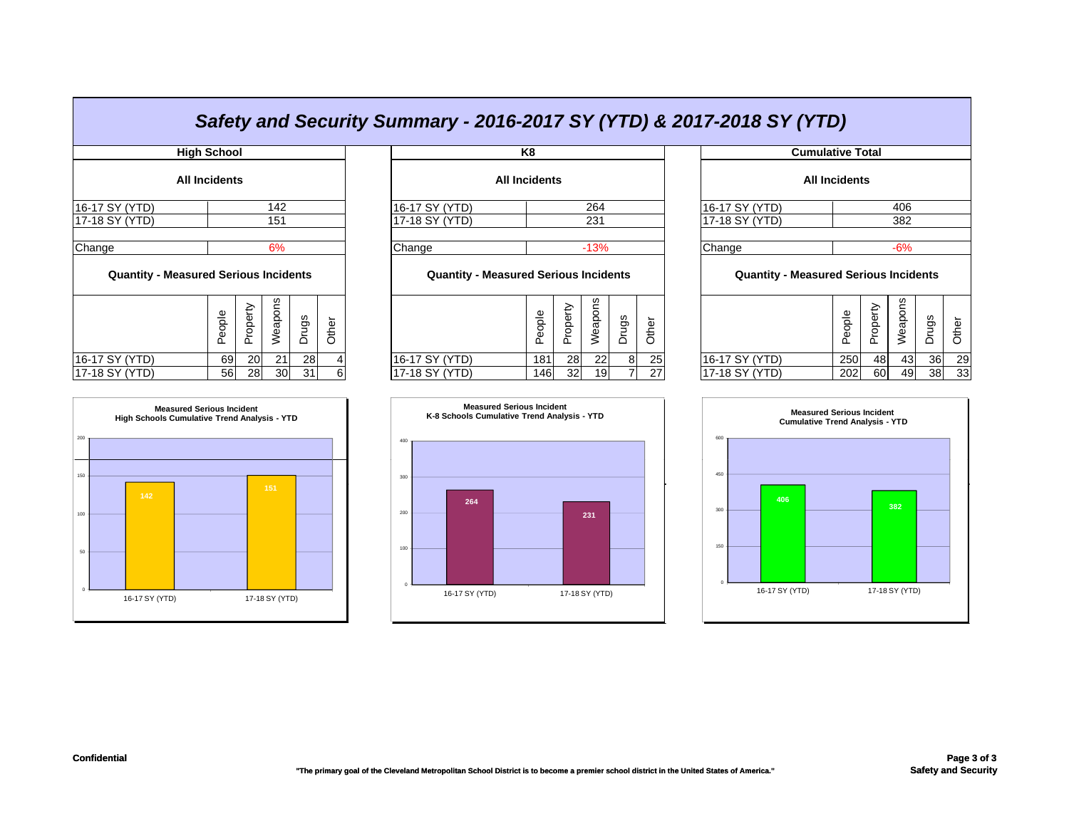# Safety and Security Summary - 2016-2017 SY (YTD) & 2017-2018 SY (YTD)

## High School

### All Incidents

| | |
|---|---|
| 16-17 SY (YTD) | 142 |
| 17-18 SY (YTD) | 151 |
| Change | 6% |

### Quantity - Measured Serious Incidents

| | People | Property | Weapons | Drugs | Other |
|---|---|---|---|---|---|
| 16-17 SY (YTD) | 69 | 20 | 21 | 28 | 4 |
| 17-18 SY (YTD) | 56 | 28 | 30 | 31 | 6 |

Measured Serious Incident
High Schools Cumulative Trend Analysis - YTD

200
150
100
50
0
142
151
16-17 SY (YTD)
17-18 SY (YTD)

## K8

### All Incidents

| | |
|---|---|
| 16-17 SY (YTD) | 264 |
| 17-18 SY (YTD) | 231 |
| Change | -13% |

### Quantity - Measured Serious Incidents

| | People | Property | Weapons | Drugs | Other |
|---|---|---|---|---|---|
| 16-17 SY (YTD) | 181 | 28 | 22 | 8 | 25 |
| 17-18 SY (YTD) | 146 | 32 | 19 | 7 | 27 |

Measured Serious Incident
K-8 Schools Cumulative Trend Analysis - YTD

400
300
200
100
0
264
231
16-17 SY (YTD)
17-18 SY (YTD)

## Cumulative Total

### All Incidents

| | |
|---|---|
| 16-17 SY (YTD) | 406 |
| 17-18 SY (YTD) | 382 |
| Change | -6% |

### Quantity - Measured Serious Incidents

| | People | Property | Weapons | Drugs | Other |
|---|---|---|---|---|---|
| 16-17 SY (YTD) | 250 | 48 | 43 | 36 | 29 |
| 17-18 SY (YTD) | 202 | 60 | 49 | 38 | 33 |

Measured Serious Incident
Cumulative Trend Analysis - YTD

600
450
300
150
0
406
382
16-17 SY (YTD)
17-18 SY (YTD)

**Confidential**

**"The primary goal of the Cleveland Metropolitan School District is to become a premier school district in the United States of America."**

**Safety and Security**